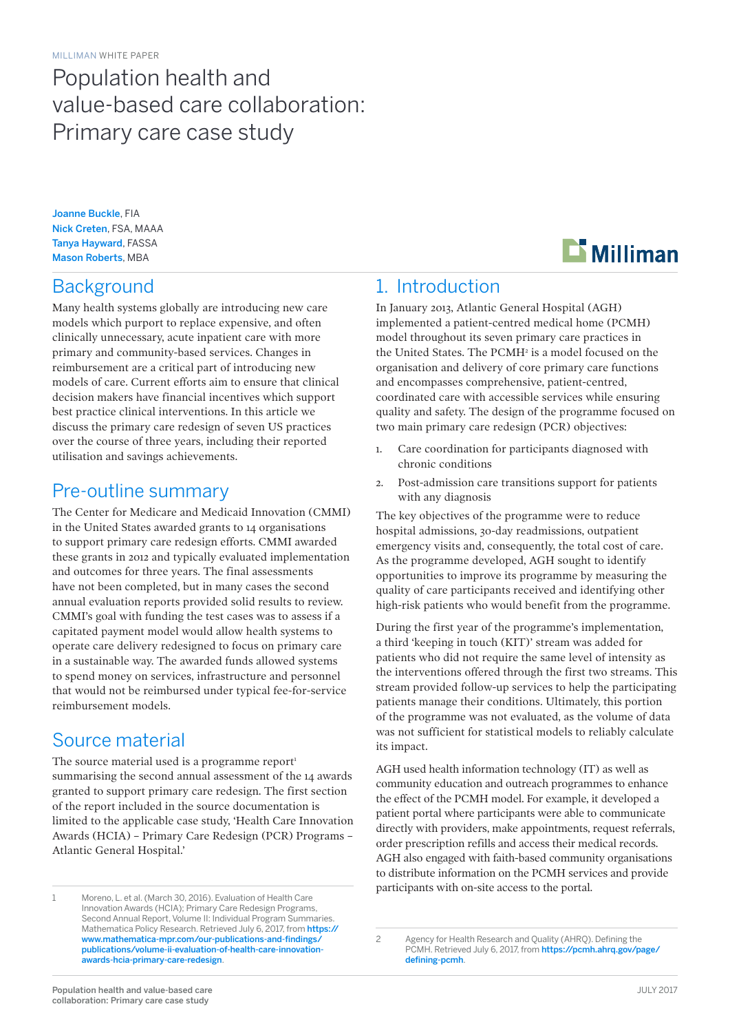MILLIMAN WHITE PAPER

# Population health and value-based care collaboration: Primary care case study

Joanne Buckle, FIA
Nick Creten, FSA, MAAA
Tanya Hayward, FASSA
Mason Roberts, MBA

## Background

Many health systems globally are introducing new care models which purport to replace expensive, and often clinically unnecessary, acute inpatient care with more primary and community-based services. Changes in reimbursement are a critical part of introducing new models of care. Current efforts aim to ensure that clinical decision makers have financial incentives which support best practice clinical interventions. In this article we discuss the primary care redesign of seven US practices over the course of three years, including their reported utilisation and savings achievements.

## Pre-outline summary

The Center for Medicare and Medicaid Innovation (CMMI) in the United States awarded grants to 14 organisations to support primary care redesign efforts. CMMI awarded these grants in 2012 and typically evaluated implementation and outcomes for three years. The final assessments have not been completed, but in many cases the second annual evaluation reports provided solid results to review. CMMI's goal with funding the test cases was to assess if a capitated payment model would allow health systems to operate care delivery redesigned to focus on primary care in a sustainable way. The awarded funds allowed systems to spend money on services, infrastructure and personnel that would not be reimbursed under typical fee-for-service reimbursement models.

## Source material

The source material used is a programme report[1] summarising the second annual assessment of the 14 awards granted to support primary care redesign. The first section of the report included in the source documentation is limited to the applicable case study, 'Health Care Innovation Awards (HCIA) – Primary Care Redesign (PCR) Programs – Atlantic General Hospital.'

## 1. Introduction

In January 2013, Atlantic General Hospital (AGH) implemented a patient-centred medical home (PCMH) model throughout its seven primary care practices in the United States. The PCMH[2] is a model focused on the organisation and delivery of core primary care functions and encompasses comprehensive, patient-centred, coordinated care with accessible services while ensuring quality and safety. The design of the programme focused on two main primary care redesign (PCR) objectives:

1. Care coordination for participants diagnosed with chronic conditions
2. Post-admission care transitions support for patients with any diagnosis

The key objectives of the programme were to reduce hospital admissions, 30-day readmissions, outpatient emergency visits and, consequently, the total cost of care. As the programme developed, AGH sought to identify opportunities to improve its programme by measuring the quality of care participants received and identifying other high-risk patients who would benefit from the programme.

During the first year of the programme's implementation, a third 'keeping in touch (KIT)' stream was added for patients who did not require the same level of intensity as the interventions offered through the first two streams. This stream provided follow-up services to help the participating patients manage their conditions. Ultimately, this portion of the programme was not evaluated, as the volume of data was not sufficient for statistical models to reliably calculate its impact.

AGH used health information technology (IT) as well as community education and outreach programmes to enhance the effect of the PCMH model. For example, it developed a patient portal where participants were able to communicate directly with providers, make appointments, request referrals, order prescription refills and access their medical records. AGH also engaged with faith-based community organisations to distribute information on the PCMH services and provide participants with on-site access to the portal.

---

1 Moreno, L. et al. (March 30, 2016). Evaluation of Health Care Innovation Awards (HCIA): Primary Care Redesign Programs, Second Annual Report, Volume II: Individual Program Summaries. Mathematica Policy Research. Retrieved July 6, 2017, from https://www.mathematica-mpr.com/our-publications-and-findings/publications/volume-ii-evaluation-of-health-care-innovation-awards-hcia-primary-care-redesign.

2 Agency for Health Research and Quality (AHRQ). Defining the PCMH. Retrieved July 6, 2017, from https://pcmh.ahrq.gov/page/defining-pcmh.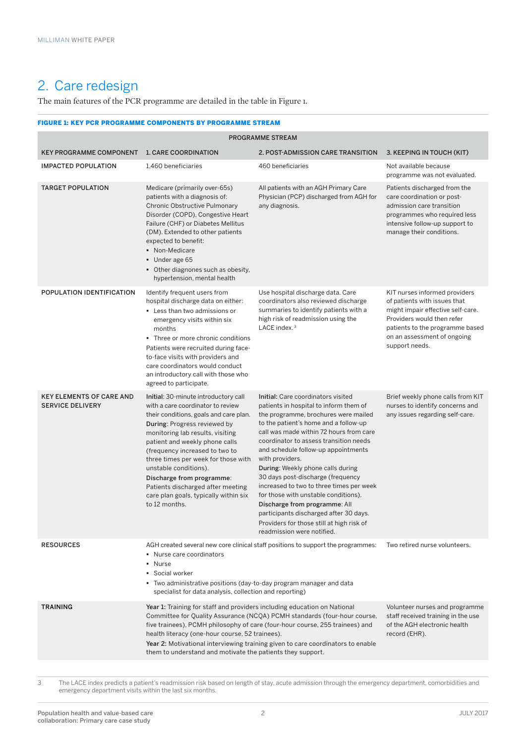## 2. Care redesign

The main features of the PCR programme are detailed in the table in Figure 1.

**FIGURE 1: KEY PCR PROGRAMME COMPONENTS BY PROGRAMME STREAM**

| | PROGRAMME STREAM | | |
|---|---|---|---|
| **KEY PROGRAMME COMPONENT** | **1. CARE COORDINATION** | **2. POST-ADMISSION CARE TRANSITION** | **3. KEEPING IN TOUCH (KIT)** |
| **IMPACTED POPULATION** | 1,460 beneficiaries | 460 beneficiaries | Not available because programme was not evaluated. |
| **TARGET POPULATION** | Medicare (primarily over-65s) patients with a diagnosis of: Chronic Obstructive Pulmonary Disorder (COPD), Congestive Heart Failure (CHF) or Diabetes Mellitus (DM). Extended to other patients expected to benefit:<br>▪ Non-Medicare<br>▪ Under age 65<br>▪ Other diagnoses such as obesity, hypertension, mental health | All patients with an AGH Primary Care Physician (PCP) discharged from AGH for any diagnosis. | Patients discharged from the care coordination or post-admission care transition programmes who required less intensive follow-up support to manage their conditions. |
| **POPULATION IDENTIFICATION** | Identify frequent users from hospital discharge data on either:<br>▪ Less than two admissions or emergency visits within six months<br>▪ Three or more chronic conditions<br>Patients were recruited during face-to-face visits with providers and care coordinators would conduct an introductory call with those who agreed to participate. | Use hospital discharge data. Care coordinators also reviewed discharge summaries to identify patients with a high risk of readmission using the LACE index.[3] | KIT nurses informed providers of patients with issues that might impair effective self-care. Providers would then refer patients to the programme based on an assessment of ongoing support needs. |
| **KEY ELEMENTS OF CARE AND SERVICE DELIVERY** | **Initial**: 30-minute introductory call with a care coordinator to review their conditions, goals and care plan.<br>**During**: Progress reviewed by monitoring lab results, visiting patient and weekly phone calls (frequency increased to two to three times per week for those with unstable conditions).<br>**Discharge from programme**: Patients discharged after meeting care plan goals, typically within six to 12 months. | **Initial:** Care coordinators visited patients in hospital to inform them of the programme, brochures were mailed to the patient's home and a follow-up call was made within 72 hours from care coordinator to assess transition needs and schedule follow-up appointments with providers.<br>**During**: Weekly phone calls during 30 days post-discharge (frequency increased to two to three times per week for those with unstable conditions).<br>**Discharge from programme**: All participants discharged after 30 days. Providers for those still at high risk of readmission were notified. | Brief weekly phone calls from KIT nurses to identify concerns and any issues regarding self-care. |
| **RESOURCES** | AGH created several new core clinical staff positions to support the programmes:<br>▪ Nurse care coordinators<br>▪ Nurse<br>▪ Social worker<br>▪ Two administrative positions (day-to-day program manager and data specialist for data analysis, collection and reporting) | | Two retired nurse volunteers. |
| **TRAINING** | **Year 1:** Training for staff and providers including education on National Committee for Quality Assurance (NCQA) PCMH standards (four-hour course, five trainees), PCMH philosophy of care (four-hour course, 255 trainees) and health literacy (one-hour course, 52 trainees).<br>**Year 2:** Motivational interviewing training given to care coordinators to enable them to understand and motivate the patients they support. | | Volunteer nurses and programme staff received training in the use of the AGH electronic health record (EHR). |

[3] The LACE index predicts a patient's readmission risk based on length of stay, acute admission through the emergency department, comorbidities and emergency department visits within the last six months.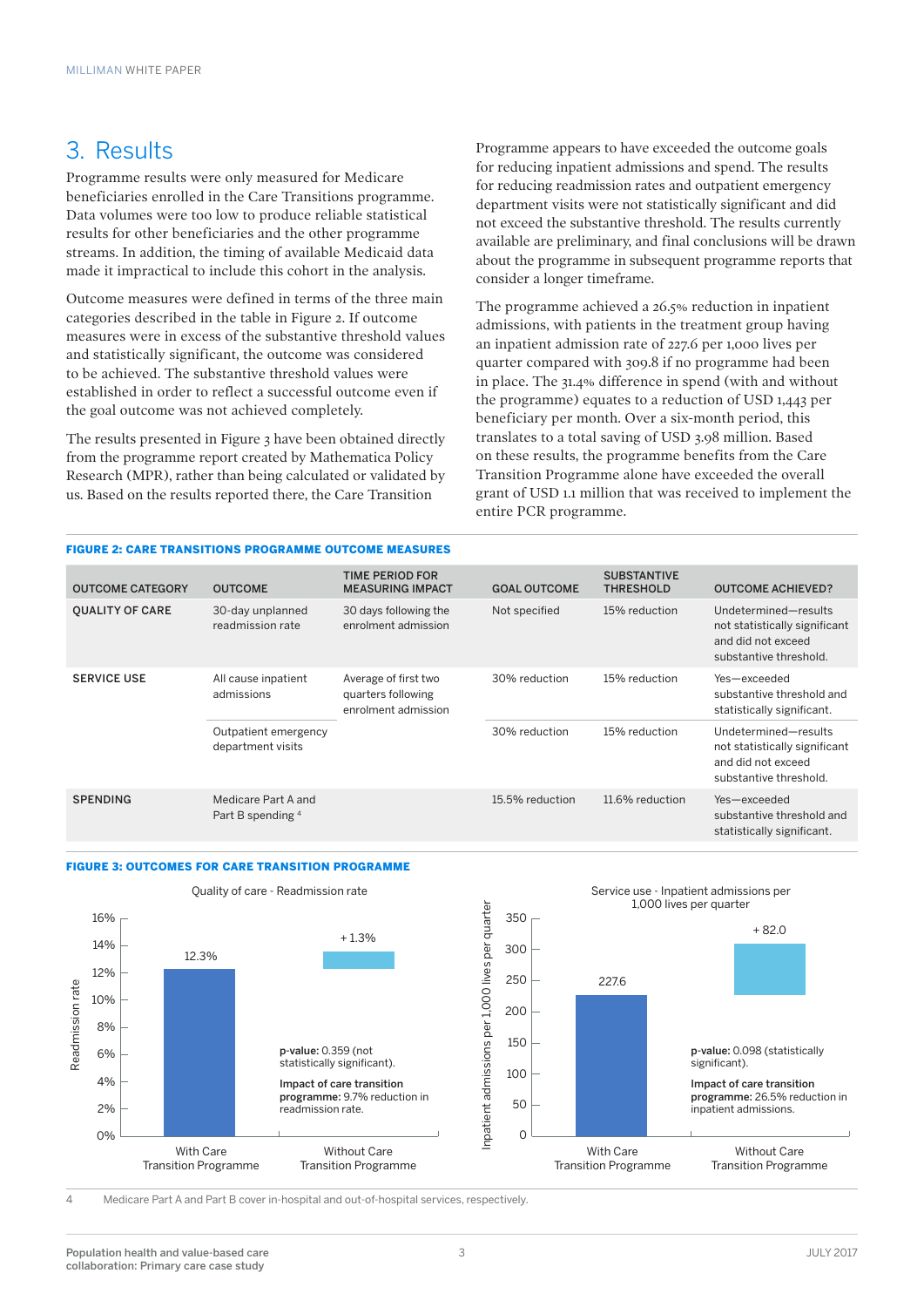## 3. Results

Programme results were only measured for Medicare beneficiaries enrolled in the Care Transitions programme. Data volumes were too low to produce reliable statistical results for other beneficiaries and the other programme streams. In addition, the timing of available Medicaid data made it impractical to include this cohort in the analysis.

Outcome measures were defined in terms of the three main categories described in the table in Figure 2. If outcome measures were in excess of the substantive threshold values and statistically significant, the outcome was considered to be achieved. The substantive threshold values were established in order to reflect a successful outcome even if the goal outcome was not achieved completely.

The results presented in Figure 3 have been obtained directly from the programme report created by Mathematica Policy Research (MPR), rather than being calculated or validated by us. Based on the results reported there, the Care Transition Programme appears to have exceeded the outcome goals for reducing inpatient admissions and spend. The results for reducing readmission rates and outpatient emergency department visits were not statistically significant and did not exceed the substantive threshold. The results currently available are preliminary, and final conclusions will be drawn about the programme in subsequent programme reports that consider a longer timeframe.

The programme achieved a 26.5% reduction in inpatient admissions, with patients in the treatment group having an inpatient admission rate of 227.6 per 1,000 lives per quarter compared with 309.8 if no programme had been in place. The 31.4% difference in spend (with and without the programme) equates to a reduction of USD 1,443 per beneficiary per month. Over a six-month period, this translates to a total saving of USD 3.98 million. Based on these results, the programme benefits from the Care Transition Programme alone have exceeded the overall grant of USD 1.1 million that was received to implement the entire PCR programme.

**FIGURE 2: CARE TRANSITIONS PROGRAMME OUTCOME MEASURES**

| OUTCOME CATEGORY | OUTCOME | TIME PERIOD FOR MEASURING IMPACT | GOAL OUTCOME | SUBSTANTIVE THRESHOLD | OUTCOME ACHIEVED? |
|---|---|---|---|---|---|
| QUALITY OF CARE | 30-day unplanned readmission rate | 30 days following the enrolment admission | Not specified | 15% reduction | Undetermined—results not statistically significant and did not exceed substantive threshold. |
| SERVICE USE | All cause inpatient admissions | Average of first two quarters following enrolment admission | 30% reduction | 15% reduction | Yes—exceeded substantive threshold and statistically significant. |
| | Outpatient emergency department visits | | 30% reduction | 15% reduction | Undetermined—results not statistically significant and did not exceed substantive threshold. |
| SPENDING | Medicare Part A and Part B spending [4] | | 15.5% reduction | 11.6% reduction | Yes—exceeded substantive threshold and statistically significant. |

**FIGURE 3: OUTCOMES FOR CARE TRANSITION PROGRAMME**

Quality of care - Readmission rate

| | With Care Transition Programme | Without Care Transition Programme |
|---|---|---|
| Readmission rate | 12.3% | + 1.3% |

**p-value:** 0.359 (not statistically significant).

**Impact of care transition programme:** 9.7% reduction in readmission rate.

Service use - Inpatient admissions per 1,000 lives per quarter

| | With Care Transition Programme | Without Care Transition Programme |
|---|---|---|
| Inpatient admissions per 1,000 lives per quarter | 227.6 | + 82.0 |

**p-value:** 0.098 (statistically significant).

**Impact of care transition programme:** 26.5% reduction in inpatient admissions.

4 Medicare Part A and Part B cover in-hospital and out-of-hospital services, respectively.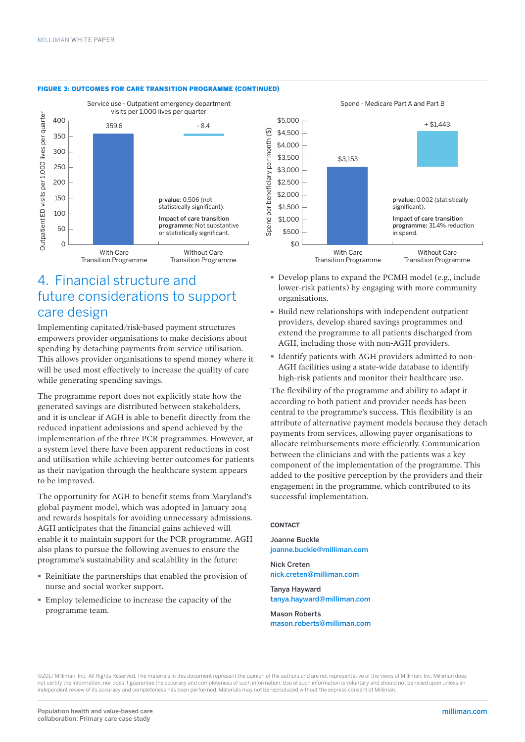**FIGURE 3: OUTCOMES FOR CARE TRANSITION PROGRAMME (CONTINUED)**

Service use - Outpatient emergency department visits per 1,000 lives per quarter

Outpatient ED visits per 1,000 lives per quarter

400
350
300
250
200
150
100
50
0

359.6

- 8.4

**p-value:** 0.506 (not statistically significant).

**Impact of care transition programme:** Not substantive or statistically significant.

With Care Transition Programme

Without Care Transition Programme

Spend - Medicare Part A and Part B

Spend per beneficiary per month ($)

$5,000
$4,500
$4,000
$3,500
$3,000
$2,500
$2,000
$1,500
$1,000
$500
$0

$3,153

+ $1,443

**p-value:** 0.002 (statistically significant).

**Impact of care transition programme:** 31.4% reduction in spend.

With Care Transition Programme

Without Care Transition Programme

## 4. Financial structure and future considerations to support care design

Implementing capitated/risk-based payment structures empowers provider organisations to make decisions about spending by detaching payments from service utilisation. This allows provider organisations to spend money where it will be used most effectively to increase the quality of care while generating spending savings.

The programme report does not explicitly state how the generated savings are distributed between stakeholders, and it is unclear if AGH is able to benefit directly from the reduced inpatient admissions and spend achieved by the implementation of the three PCR programmes. However, at a system level there have been apparent reductions in cost and utilisation while achieving better outcomes for patients as their navigation through the healthcare system appears to be improved.

The opportunity for AGH to benefit stems from Maryland's global payment model, which was adopted in January 2014 and rewards hospitals for avoiding unnecessary admissions. AGH anticipates that the financial gains achieved will enable it to maintain support for the PCR programme. AGH also plans to pursue the following avenues to ensure the programme's sustainability and scalability in the future:

- Reinitiate the partnerships that enabled the provision of nurse and social worker support.
- Employ telemedicine to increase the capacity of the programme team.
- Develop plans to expand the PCMH model (e.g., include lower-risk patients) by engaging with more community organisations.
- Build new relationships with independent outpatient providers, develop shared savings programmes and extend the programme to all patients discharged from AGH, including those with non-AGH providers.
- Identify patients with AGH providers admitted to non-AGH facilities using a state-wide database to identify high-risk patients and monitor their healthcare use.

The flexibility of the programme and ability to adapt it according to both patient and provider needs has been central to the programme's success. This flexibility is an attribute of alternative payment models because they detach payments from services, allowing payer organisations to allocate reimbursements more efficiently. Communication between the clinicians and with the patients was a key component of the implementation of the programme. This added to the positive perception by the providers and their engagement in the programme, which contributed to its successful implementation.

### CONTACT

Joanne Buckle
joanne.buckle@milliman.com

Nick Creten
nick.creten@milliman.com

Tanya Hayward
tanya.hayward@milliman.com

Mason Roberts
mason.roberts@milliman.com

©2017 Milliman, Inc. All Rights Reserved. The materials in this document represent the opinion of the authors and are not representative of the views of Milliman, Inc. Milliman does not certify the information, nor does it guarantee the accuracy and completeness of such information. Use of such information is voluntary and should not be relied upon unless an independent review of its accuracy and completeness has been performed. Materials may not be reproduced without the express consent of Milliman.